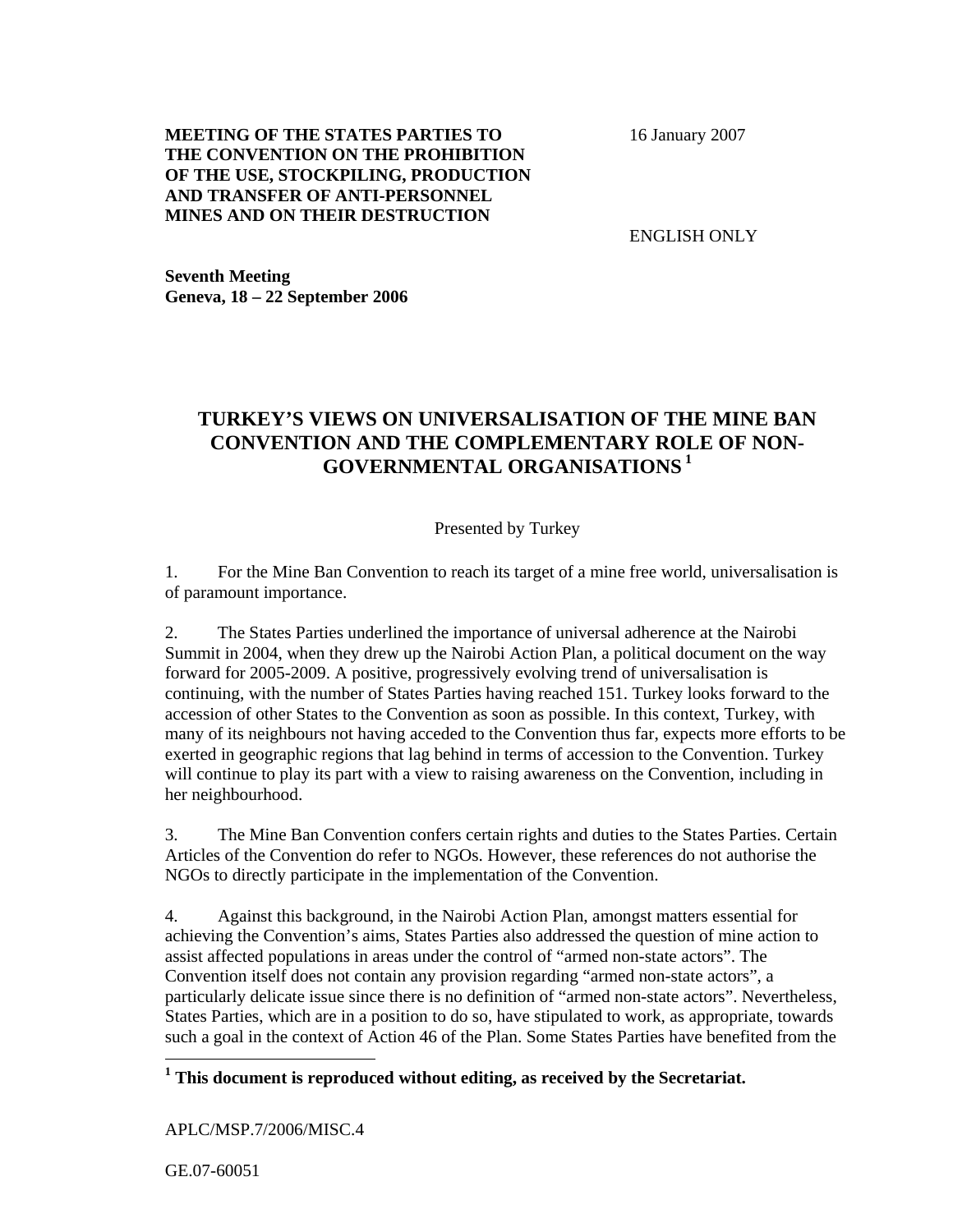**MEETING OF THE STATES PARTIES TO THE CONVENTION ON THE PROHIBITION OF THE USE, STOCKPILING, PRODUCTION AND TRANSFER OF ANTI-PERSONNEL MINES AND ON THEIR DESTRUCTION**

16 January 2007

ENGLISH ONLY

**Seventh Meeting**
**Geneva, 18 – 22 September 2006**

# TURKEY'S VIEWS ON UNIVERSALISATION OF THE MINE BAN CONVENTION AND THE COMPLEMENTARY ROLE OF NON-GOVERNMENTAL ORGANISATIONS [1]

Presented by Turkey

1. For the Mine Ban Convention to reach its target of a mine free world, universalisation is of paramount importance.

2. The States Parties underlined the importance of universal adherence at the Nairobi Summit in 2004, when they drew up the Nairobi Action Plan, a political document on the way forward for 2005-2009. A positive, progressively evolving trend of universalisation is continuing, with the number of States Parties having reached 151. Turkey looks forward to the accession of other States to the Convention as soon as possible. In this context, Turkey, with many of its neighbours not having acceded to the Convention thus far, expects more efforts to be exerted in geographic regions that lag behind in terms of accession to the Convention. Turkey will continue to play its part with a view to raising awareness on the Convention, including in her neighbourhood.

3. The Mine Ban Convention confers certain rights and duties to the States Parties. Certain Articles of the Convention do refer to NGOs. However, these references do not authorise the NGOs to directly participate in the implementation of the Convention.

4. Against this background, in the Nairobi Action Plan, amongst matters essential for achieving the Convention's aims, States Parties also addressed the question of mine action to assist affected populations in areas under the control of "armed non-state actors". The Convention itself does not contain any provision regarding "armed non-state actors", a particularly delicate issue since there is no definition of "armed non-state actors". Nevertheless, States Parties, which are in a position to do so, have stipulated to work, as appropriate, towards such a goal in the context of Action 46 of the Plan. Some States Parties have benefited from the

[1] **This document is reproduced without editing, as received by the Secretariat.**

APLC/MSP.7/2006/MISC.4

GE.07-60051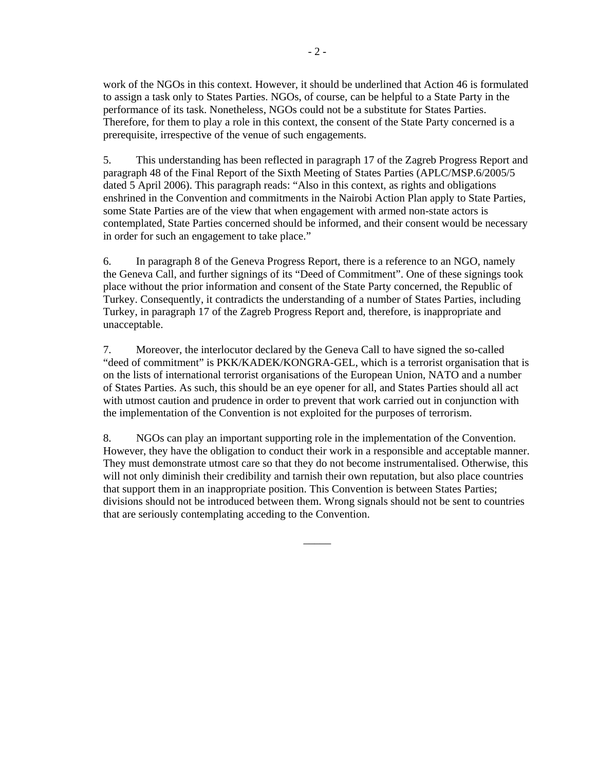work of the NGOs in this context. However, it should be underlined that Action 46 is formulated to assign a task only to States Parties. NGOs, of course, can be helpful to a State Party in the performance of its task. Nonetheless, NGOs could not be a substitute for States Parties. Therefore, for them to play a role in this context, the consent of the State Party concerned is a prerequisite, irrespective of the venue of such engagements.

5. This understanding has been reflected in paragraph 17 of the Zagreb Progress Report and paragraph 48 of the Final Report of the Sixth Meeting of States Parties (APLC/MSP.6/2005/5 dated 5 April 2006). This paragraph reads: "Also in this context, as rights and obligations enshrined in the Convention and commitments in the Nairobi Action Plan apply to State Parties, some State Parties are of the view that when engagement with armed non-state actors is contemplated, State Parties concerned should be informed, and their consent would be necessary in order for such an engagement to take place."

6. In paragraph 8 of the Geneva Progress Report, there is a reference to an NGO, namely the Geneva Call, and further signings of its "Deed of Commitment". One of these signings took place without the prior information and consent of the State Party concerned, the Republic of Turkey. Consequently, it contradicts the understanding of a number of States Parties, including Turkey, in paragraph 17 of the Zagreb Progress Report and, therefore, is inappropriate and unacceptable.

7. Moreover, the interlocutor declared by the Geneva Call to have signed the so-called "deed of commitment" is PKK/KADEK/KONGRA-GEL, which is a terrorist organisation that is on the lists of international terrorist organisations of the European Union, NATO and a number of States Parties. As such, this should be an eye opener for all, and States Parties should all act with utmost caution and prudence in order to prevent that work carried out in conjunction with the implementation of the Convention is not exploited for the purposes of terrorism.

8. NGOs can play an important supporting role in the implementation of the Convention. However, they have the obligation to conduct their work in a responsible and acceptable manner. They must demonstrate utmost care so that they do not become instrumentalised. Otherwise, this will not only diminish their credibility and tarnish their own reputation, but also place countries that support them in an inappropriate position. This Convention is between States Parties; divisions should not be introduced between them. Wrong signals should not be sent to countries that are seriously contemplating acceding to the Convention.

_____